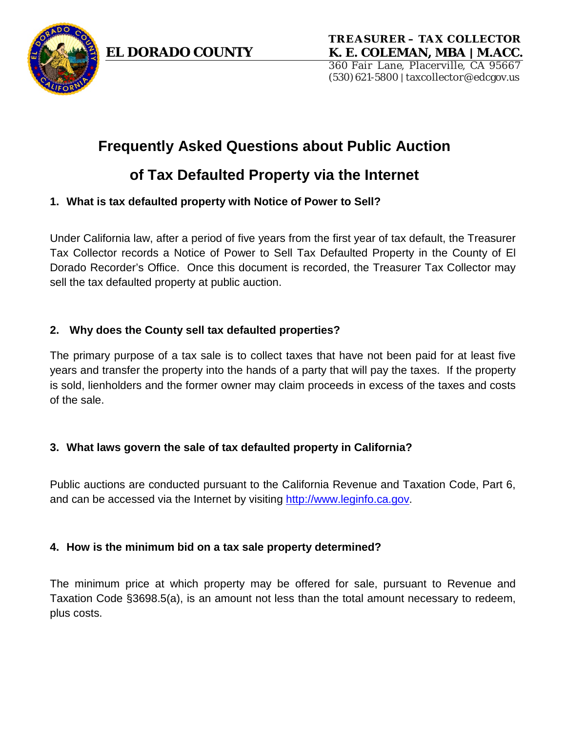**EL DORADO COUNTY**

**TREASURER – TAX COLLECTOR**
**K. E. COLEMAN, MBA | M.ACC.**
360 Fair Lane, Placerville, CA 95667
(530) 621-5800 | taxcollector@edcgov.us

# Frequently Asked Questions about Public Auction of Tax Defaulted Property via the Internet

### 1. What is tax defaulted property with Notice of Power to Sell?

Under California law, after a period of five years from the first year of tax default, the Treasurer Tax Collector records a Notice of Power to Sell Tax Defaulted Property in the County of El Dorado Recorder's Office. Once this document is recorded, the Treasurer Tax Collector may sell the tax defaulted property at public auction.

### 2. Why does the County sell tax defaulted properties?

The primary purpose of a tax sale is to collect taxes that have not been paid for at least five years and transfer the property into the hands of a party that will pay the taxes. If the property is sold, lienholders and the former owner may claim proceeds in excess of the taxes and costs of the sale.

### 3. What laws govern the sale of tax defaulted property in California?

Public auctions are conducted pursuant to the California Revenue and Taxation Code, Part 6, and can be accessed via the Internet by visiting http://www.leginfo.ca.gov.

### 4. How is the minimum bid on a tax sale property determined?

The minimum price at which property may be offered for sale, pursuant to Revenue and Taxation Code §3698.5(a), is an amount not less than the total amount necessary to redeem, plus costs.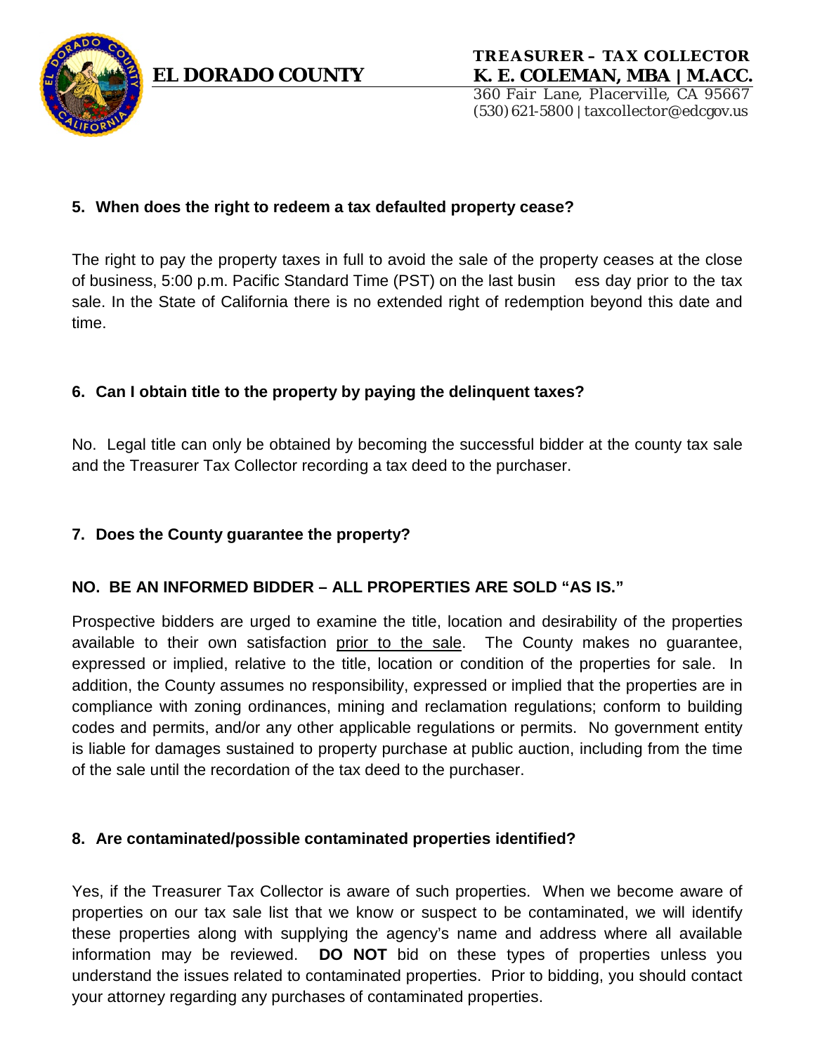### 5. When does the right to redeem a tax defaulted property cease?

The right to pay the property taxes in full to avoid the sale of the property ceases at the close of business, 5:00 p.m. Pacific Standard Time (PST) on the last busin ess day prior to the tax sale. In the State of California there is no extended right of redemption beyond this date and time.

### 6. Can I obtain title to the property by paying the delinquent taxes?

No. Legal title can only be obtained by becoming the successful bidder at the county tax sale and the Treasurer Tax Collector recording a tax deed to the purchaser.

### 7. Does the County guarantee the property?

**NO. BE AN INFORMED BIDDER – ALL PROPERTIES ARE SOLD "AS IS."**

Prospective bidders are urged to examine the title, location and desirability of the properties available to their own satisfaction prior to the sale. The County makes no guarantee, expressed or implied, relative to the title, location or condition of the properties for sale. In addition, the County assumes no responsibility, expressed or implied that the properties are in compliance with zoning ordinances, mining and reclamation regulations; conform to building codes and permits, and/or any other applicable regulations or permits. No government entity is liable for damages sustained to property purchase at public auction, including from the time of the sale until the recordation of the tax deed to the purchaser.

### 8. Are contaminated/possible contaminated properties identified?

Yes, if the Treasurer Tax Collector is aware of such properties. When we become aware of properties on our tax sale list that we know or suspect to be contaminated, we will identify these properties along with supplying the agency's name and address where all available information may be reviewed. **DO NOT** bid on these types of properties unless you understand the issues related to contaminated properties. Prior to bidding, you should contact your attorney regarding any purchases of contaminated properties.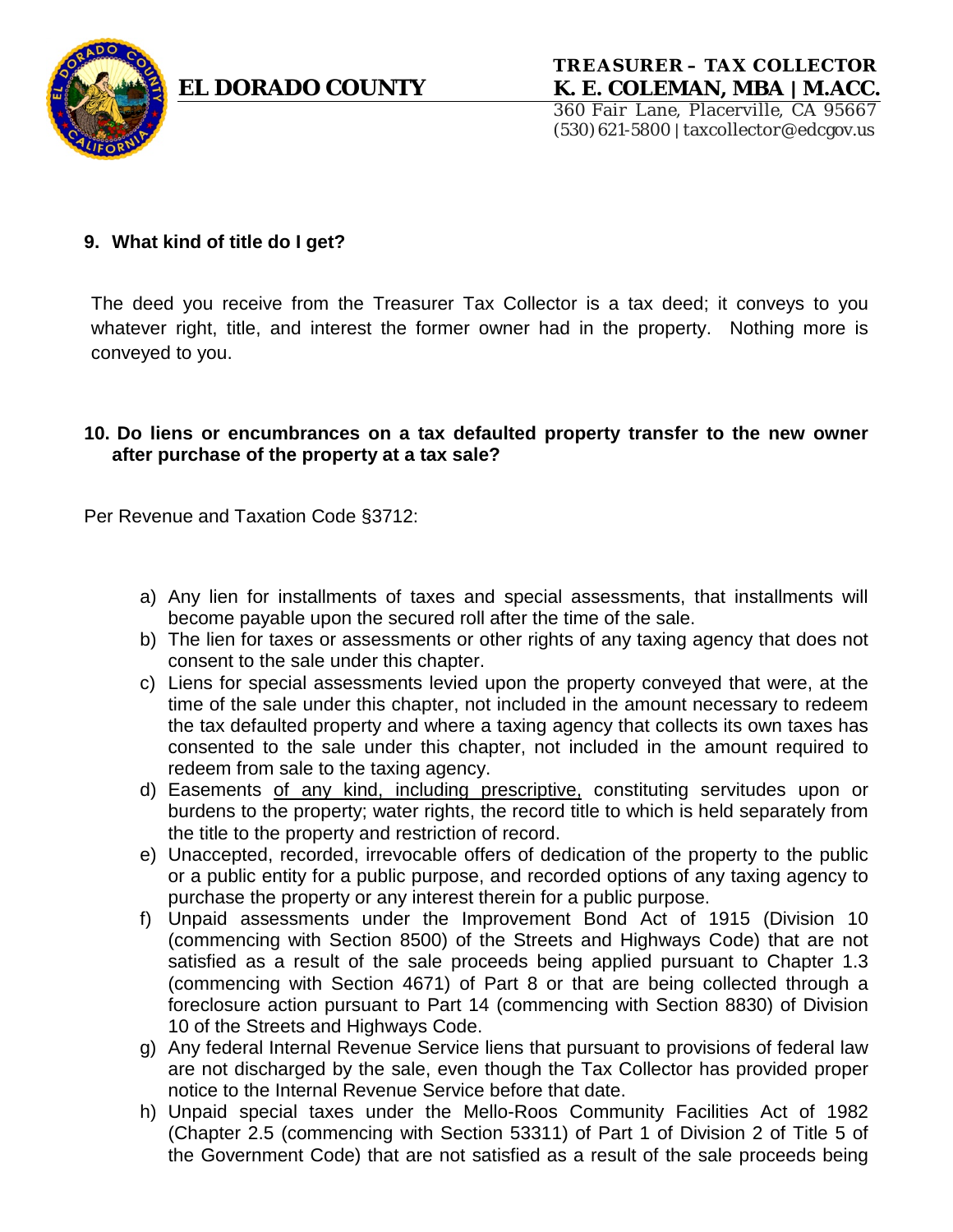**9. What kind of title do I get?**

The deed you receive from the Treasurer Tax Collector is a tax deed; it conveys to you whatever right, title, and interest the former owner had in the property. Nothing more is conveyed to you.

**10. Do liens or encumbrances on a tax defaulted property transfer to the new owner after purchase of the property at a tax sale?**

Per Revenue and Taxation Code §3712:

a) Any lien for installments of taxes and special assessments, that installments will become payable upon the secured roll after the time of the sale.
b) The lien for taxes or assessments or other rights of any taxing agency that does not consent to the sale under this chapter.
c) Liens for special assessments levied upon the property conveyed that were, at the time of the sale under this chapter, not included in the amount necessary to redeem the tax defaulted property and where a taxing agency that collects its own taxes has consented to the sale under this chapter, not included in the amount required to redeem from sale to the taxing agency.
d) Easements <u>of any kind, including prescriptive,</u> constituting servitudes upon or burdens to the property; water rights, the record title to which is held separately from the title to the property and restriction of record.
e) Unaccepted, recorded, irrevocable offers of dedication of the property to the public or a public entity for a public purpose, and recorded options of any taxing agency to purchase the property or any interest therein for a public purpose.
f) Unpaid assessments under the Improvement Bond Act of 1915 (Division 10 (commencing with Section 8500) of the Streets and Highways Code) that are not satisfied as a result of the sale proceeds being applied pursuant to Chapter 1.3 (commencing with Section 4671) of Part 8 or that are being collected through a foreclosure action pursuant to Part 14 (commencing with Section 8830) of Division 10 of the Streets and Highways Code.
g) Any federal Internal Revenue Service liens that pursuant to provisions of federal law are not discharged by the sale, even though the Tax Collector has provided proper notice to the Internal Revenue Service before that date.
h) Unpaid special taxes under the Mello-Roos Community Facilities Act of 1982 (Chapter 2.5 (commencing with Section 53311) of Part 1 of Division 2 of Title 5 of the Government Code) that are not satisfied as a result of the sale proceeds being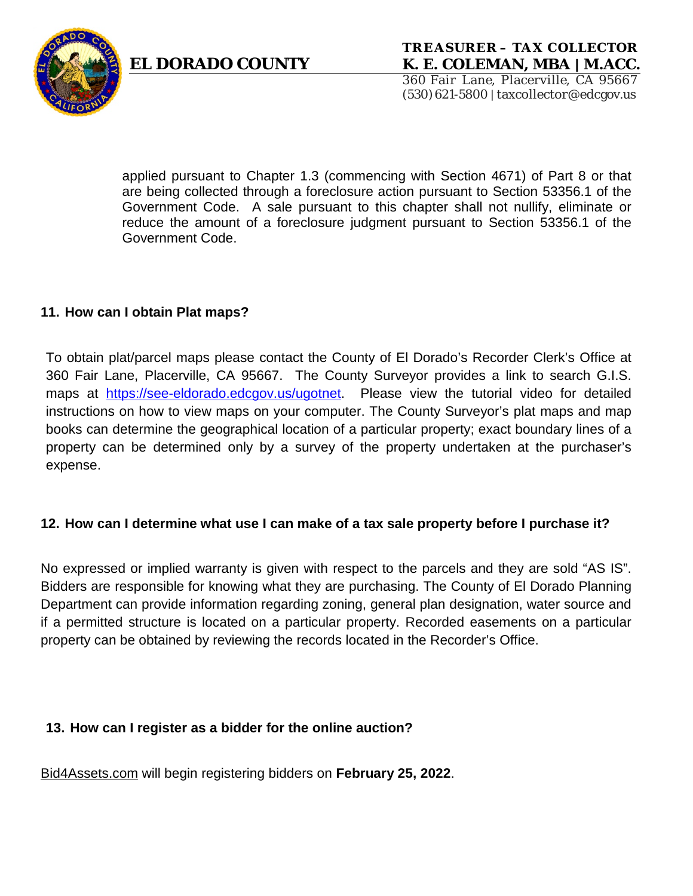applied pursuant to Chapter 1.3 (commencing with Section 4671) of Part 8 or that are being collected through a foreclosure action pursuant to Section 53356.1 of the Government Code. A sale pursuant to this chapter shall not nullify, eliminate or reduce the amount of a foreclosure judgment pursuant to Section 53356.1 of the Government Code.

### 11. How can I obtain Plat maps?

To obtain plat/parcel maps please contact the County of El Dorado's Recorder Clerk's Office at 360 Fair Lane, Placerville, CA 95667. The County Surveyor provides a link to search G.I.S. maps at [https://see-eldorado.edcgov.us/ugotnet](https://see-eldorado.edcgov.us/ugotnet). Please view the tutorial video for detailed instructions on how to view maps on your computer. The County Surveyor's plat maps and map books can determine the geographical location of a particular property; exact boundary lines of a property can be determined only by a survey of the property undertaken at the purchaser's expense.

### 12. How can I determine what use I can make of a tax sale property before I purchase it?

No expressed or implied warranty is given with respect to the parcels and they are sold "AS IS". Bidders are responsible for knowing what they are purchasing. The County of El Dorado Planning Department can provide information regarding zoning, general plan designation, water source and if a permitted structure is located on a particular property. Recorded easements on a particular property can be obtained by reviewing the records located in the Recorder's Office.

### 13. How can I register as a bidder for the online auction?

Bid4Assets.com will begin registering bidders on **February 25, 2022**.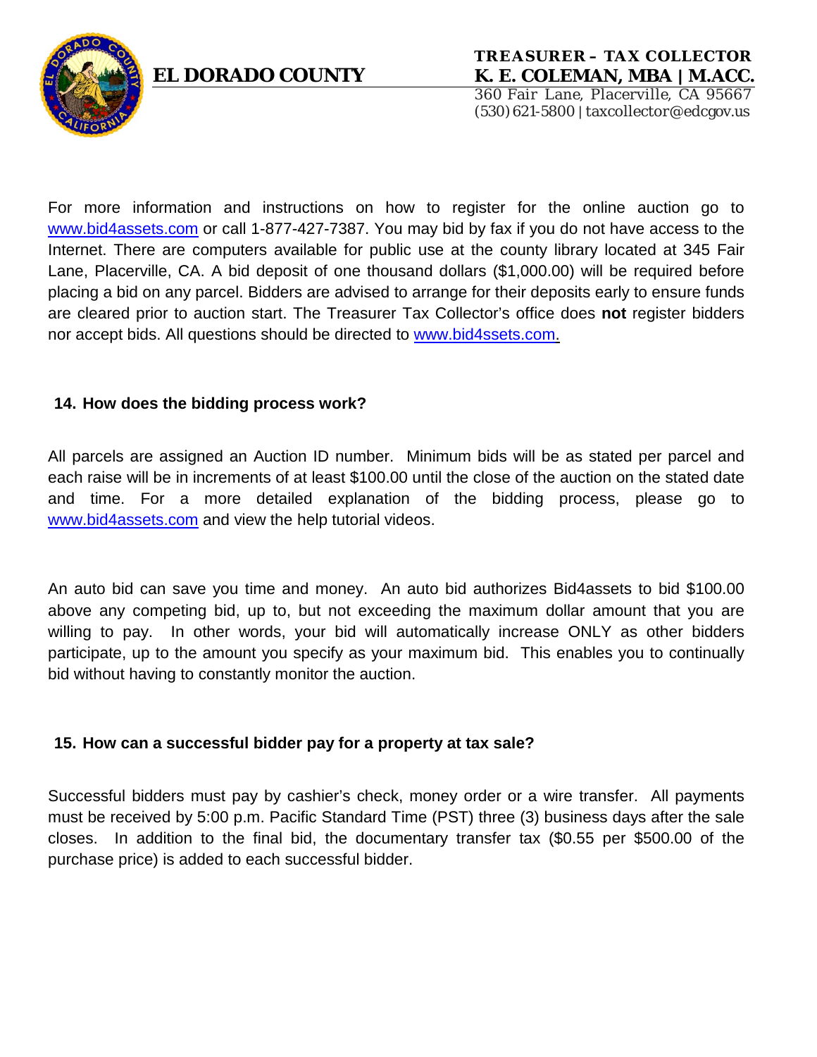For more information and instructions on how to register for the online auction go to www.bid4assets.com or call 1-877-427-7387. You may bid by fax if you do not have access to the Internet. There are computers available for public use at the county library located at 345 Fair Lane, Placerville, CA. A bid deposit of one thousand dollars ($1,000.00) will be required before placing a bid on any parcel. Bidders are advised to arrange for their deposits early to ensure funds are cleared prior to auction start. The Treasurer Tax Collector's office does **not** register bidders nor accept bids. All questions should be directed to www.bid4ssets.com.

## 14. How does the bidding process work?

All parcels are assigned an Auction ID number. Minimum bids will be as stated per parcel and each raise will be in increments of at least $100.00 until the close of the auction on the stated date and time. For a more detailed explanation of the bidding process, please go to www.bid4assets.com and view the help tutorial videos.

An auto bid can save you time and money. An auto bid authorizes Bid4assets to bid $100.00 above any competing bid, up to, but not exceeding the maximum dollar amount that you are willing to pay. In other words, your bid will automatically increase ONLY as other bidders participate, up to the amount you specify as your maximum bid. This enables you to continually bid without having to constantly monitor the auction.

## 15. How can a successful bidder pay for a property at tax sale?

Successful bidders must pay by cashier's check, money order or a wire transfer. All payments must be received by 5:00 p.m. Pacific Standard Time (PST) three (3) business days after the sale closes. In addition to the final bid, the documentary transfer tax ($0.55 per $500.00 of the purchase price) is added to each successful bidder.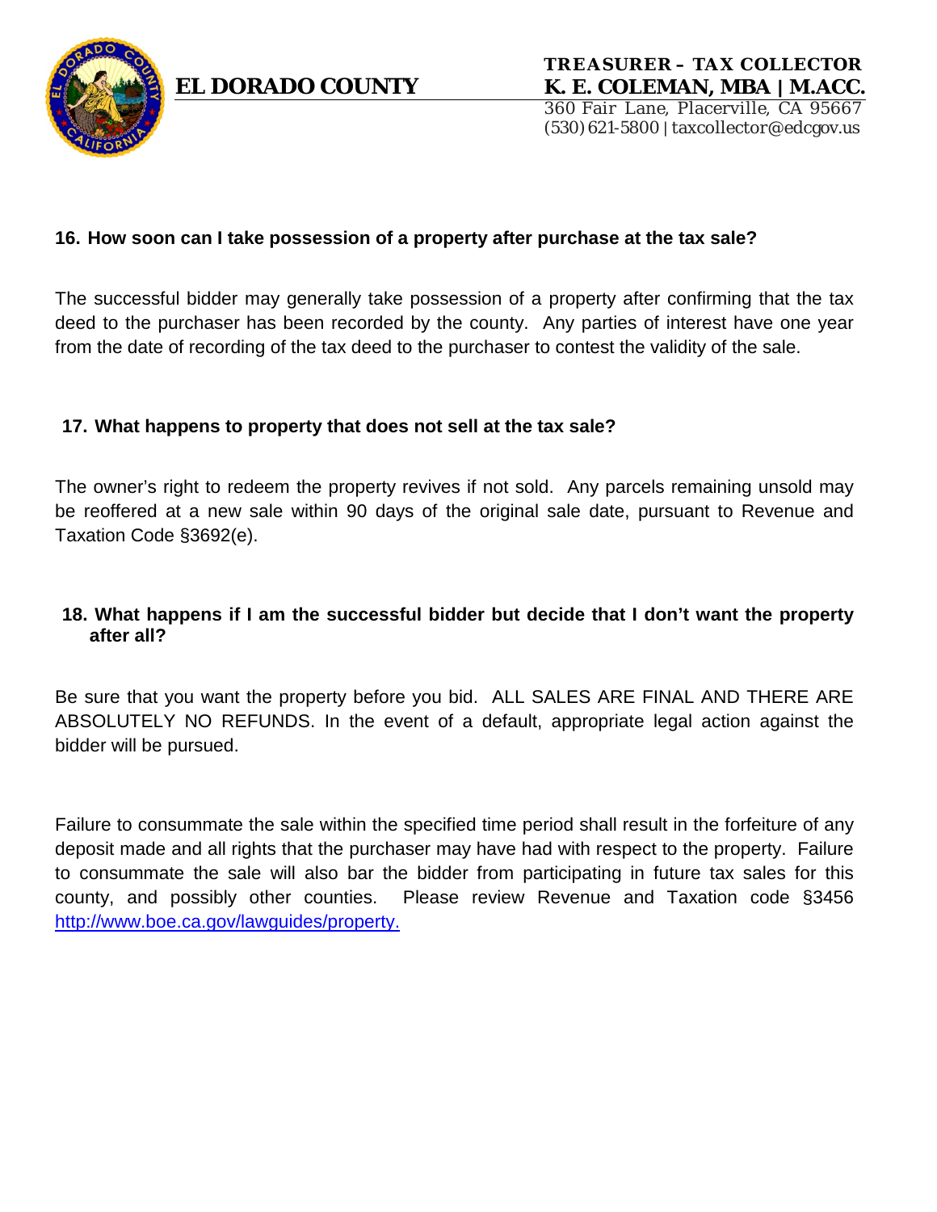### 16. How soon can I take possession of a property after purchase at the tax sale?

The successful bidder may generally take possession of a property after confirming that the tax deed to the purchaser has been recorded by the county. Any parties of interest have one year from the date of recording of the tax deed to the purchaser to contest the validity of the sale.

### 17. What happens to property that does not sell at the tax sale?

The owner's right to redeem the property revives if not sold. Any parcels remaining unsold may be reoffered at a new sale within 90 days of the original sale date, pursuant to Revenue and Taxation Code §3692(e).

### 18. What happens if I am the successful bidder but decide that I don't want the property after all?

Be sure that you want the property before you bid. ALL SALES ARE FINAL AND THERE ARE ABSOLUTELY NO REFUNDS. In the event of a default, appropriate legal action against the bidder will be pursued.

Failure to consummate the sale within the specified time period shall result in the forfeiture of any deposit made and all rights that the purchaser may have had with respect to the property. Failure to consummate the sale will also bar the bidder from participating in future tax sales for this county, and possibly other counties. Please review Revenue and Taxation code §3456 [http://www.boe.ca.gov/lawguides/property.](http://www.boe.ca.gov/lawguides/property.)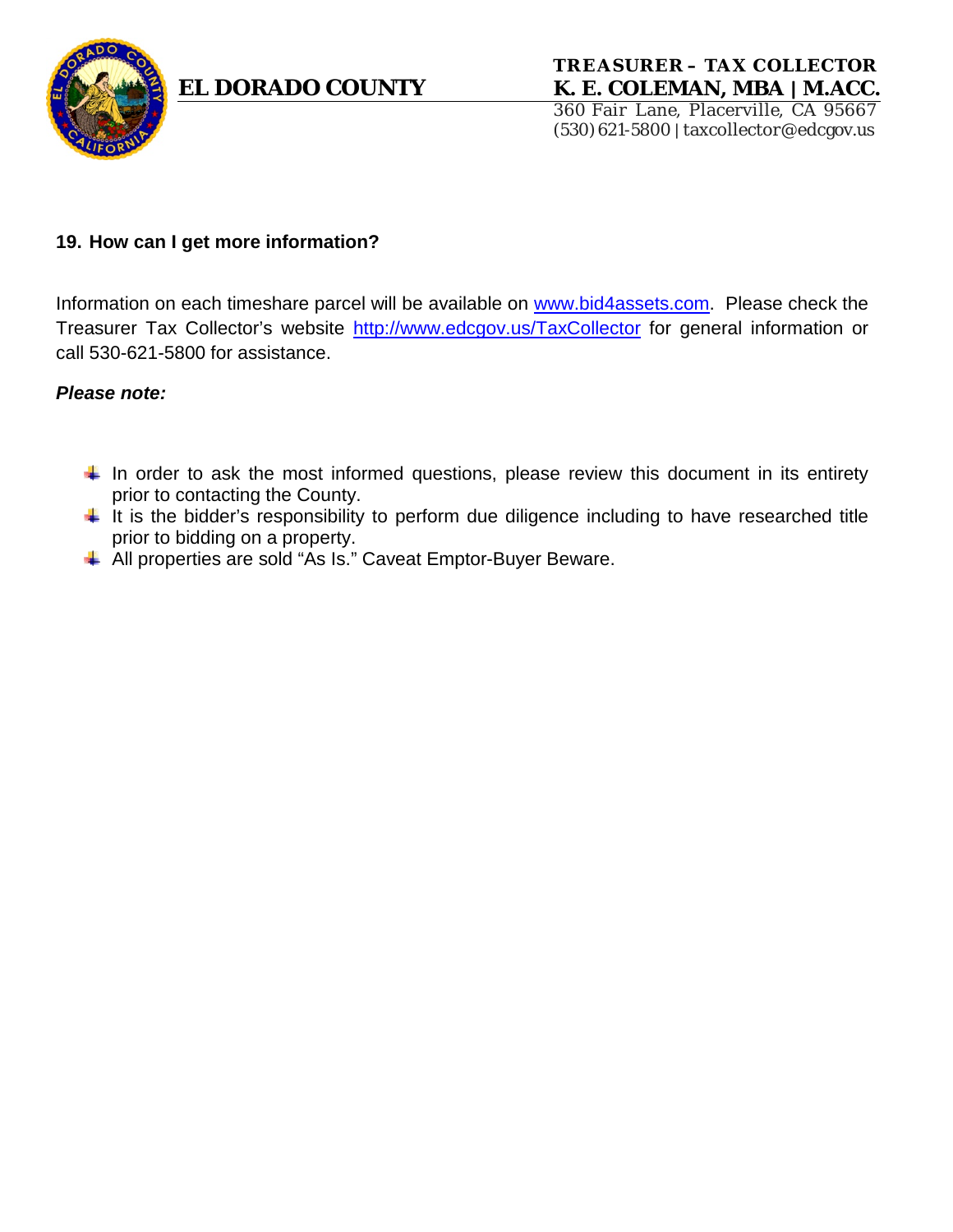### 19. How can I get more information?

Information on each timeshare parcel will be available on [www.bid4assets.com](http://www.bid4assets.com). Please check the Treasurer Tax Collector's website [http://www.edcgov.us/TaxCollector](http://www.edcgov.us/TaxCollector) for general information or call 530-621-5800 for assistance.

***Please note:***

- In order to ask the most informed questions, please review this document in its entirety prior to contacting the County.
- It is the bidder's responsibility to perform due diligence including to have researched title prior to bidding on a property.
- All properties are sold "As Is." Caveat Emptor-Buyer Beware.